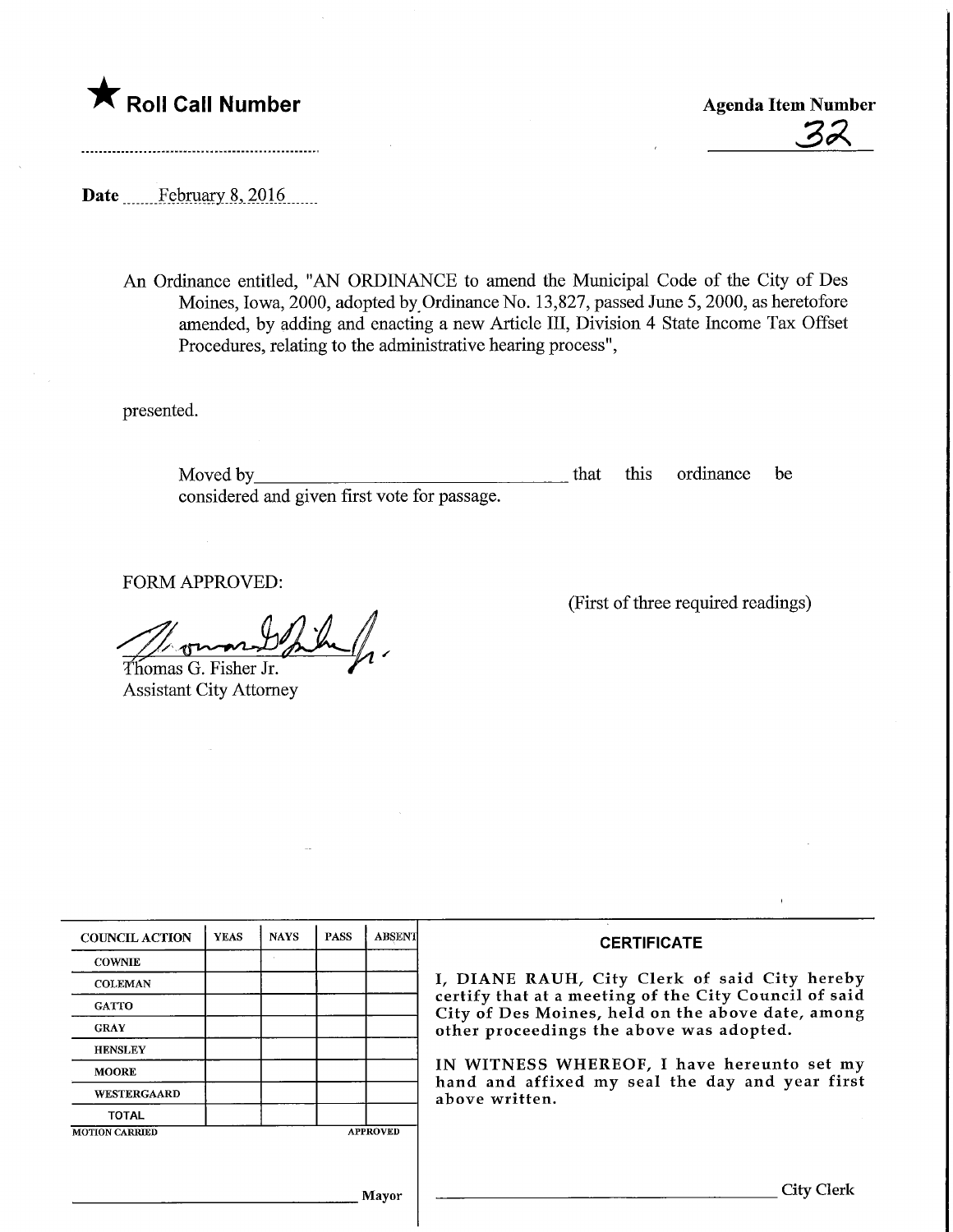★ **Roll Call Number**

**Agenda Item Number**

32

**Date** February 8, 2016

An Ordinance entitled, "AN ORDINANCE to amend the Municipal Code of the City of Des Moines, Iowa, 2000, adopted by Ordinance No. 13,827, passed June 5, 2000, as heretofore amended, by adding and enacting a new Article III, Division 4 State Income Tax Offset Procedures, relating to the administrative hearing process",

presented.

Moved by________________________________ that this ordinance be considered and given first vote for passage.

FORM APPROVED:

(First of three required readings)

Thomas G. Fisher Jr.
Assistant City Attorney

| COUNCIL ACTION | YEAS | NAYS | PASS | ABSENT |
|---|---|---|---|---|
| COWNIE | | | | |
| COLEMAN | | | | |
| GATTO | | | | |
| GRAY | | | | |
| HENSLEY | | | | |
| MOORE | | | | |
| WESTERGAARD | | | | |
| TOTAL | | | | |

MOTION CARRIED APPROVED

________________________________ Mayor

**CERTIFICATE**

I, DIANE RAUH, City Clerk of said City hereby certify that at a meeting of the City Council of said City of Des Moines, held on the above date, among other proceedings the above was adopted.

IN WITNESS WHEREOF, I have hereunto set my hand and affixed my seal the day and year first above written.

________________________________ City Clerk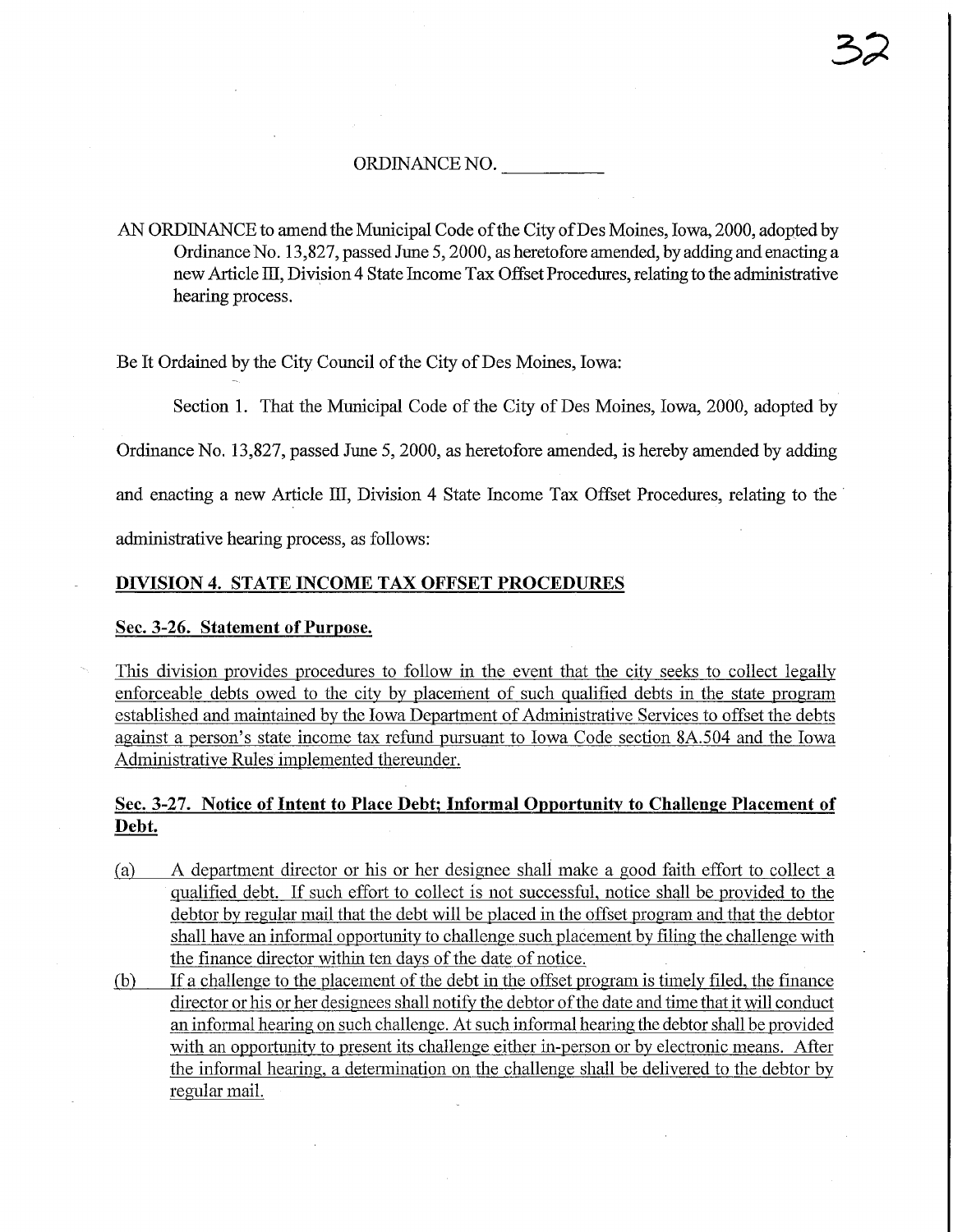ORDINANCE NO. \_\_\_\_\_\_\_\_\_\_

AN ORDINANCE to amend the Municipal Code of the City of Des Moines, Iowa, 2000, adopted by Ordinance No. 13,827, passed June 5, 2000, as heretofore amended, by adding and enacting a new Article III, Division 4 State Income Tax Offset Procedures, relating to the administrative hearing process.

Be It Ordained by the City Council of the City of Des Moines, Iowa:

Section 1. That the Municipal Code of the City of Des Moines, Iowa, 2000, adopted by Ordinance No. 13,827, passed June 5, 2000, as heretofore amended, is hereby amended by adding and enacting a new Article III, Division 4 State Income Tax Offset Procedures, relating to the administrative hearing process, as follows:

## DIVISION 4. STATE INCOME TAX OFFSET PROCEDURES

### Sec. 3-26. Statement of Purpose.

This division provides procedures to follow in the event that the city seeks to collect legally enforceable debts owed to the city by placement of such qualified debts in the state program established and maintained by the Iowa Department of Administrative Services to offset the debts against a person's state income tax refund pursuant to Iowa Code section 8A.504 and the Iowa Administrative Rules implemented thereunder.

### Sec. 3-27. Notice of Intent to Place Debt; Informal Opportunity to Challenge Placement of Debt.

(a) A department director or his or her designee shall make a good faith effort to collect a qualified debt. If such effort to collect is not successful, notice shall be provided to the debtor by regular mail that the debt will be placed in the offset program and that the debtor shall have an informal opportunity to challenge such placement by filing the challenge with the finance director within ten days of the date of notice.

(b) If a challenge to the placement of the debt in the offset program is timely filed, the finance director or his or her designees shall notify the debtor of the date and time that it will conduct an informal hearing on such challenge. At such informal hearing the debtor shall be provided with an opportunity to present its challenge either in-person or by electronic means. After the informal hearing, a determination on the challenge shall be delivered to the debtor by regular mail.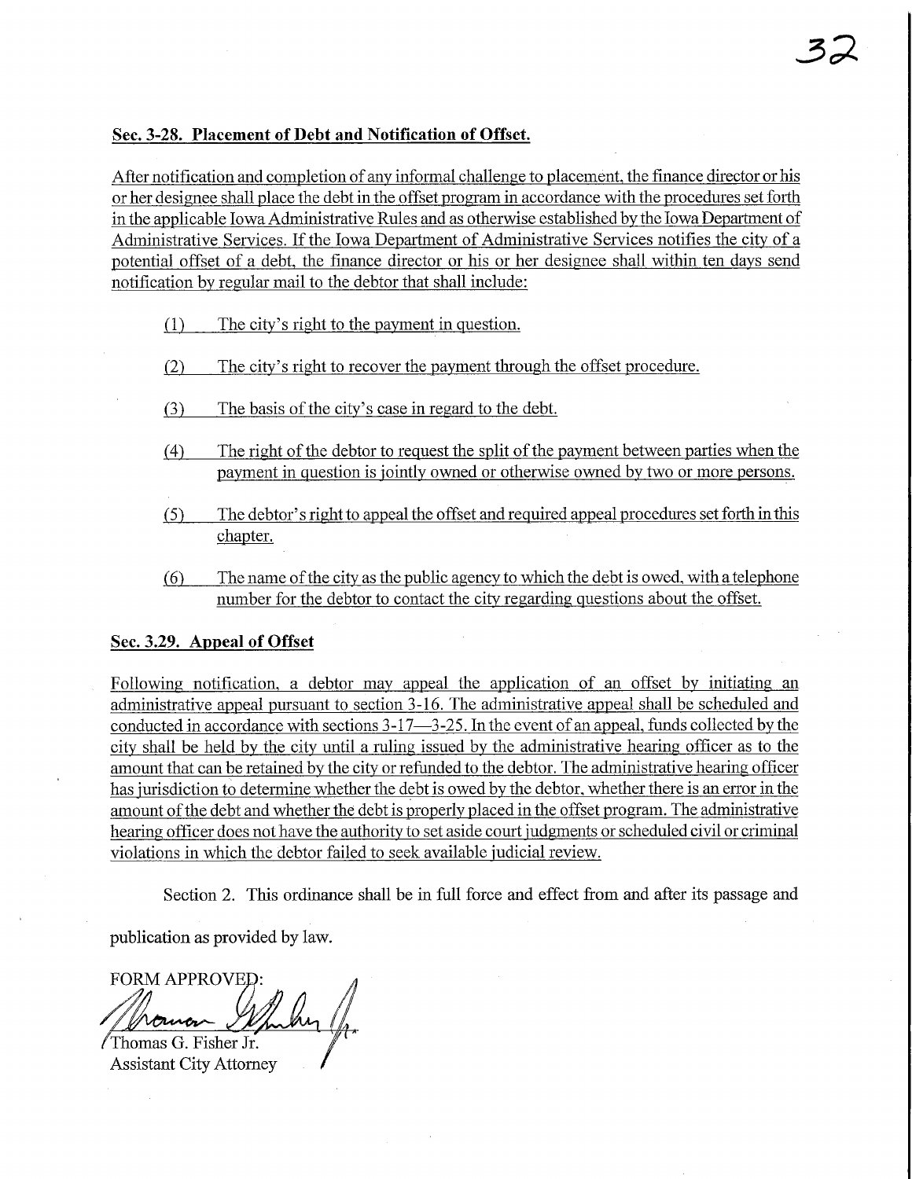## Sec. 3-28. Placement of Debt and Notification of Offset.

After notification and completion of any informal challenge to placement, the finance director or his or her designee shall place the debt in the offset program in accordance with the procedures set forth in the applicable Iowa Administrative Rules and as otherwise established by the Iowa Department of Administrative Services. If the Iowa Department of Administrative Services notifies the city of a potential offset of a debt, the finance director or his or her designee shall within ten days send notification by regular mail to the debtor that shall include:

(1) The city's right to the payment in question.

(2) The city's right to recover the payment through the offset procedure.

(3) The basis of the city's case in regard to the debt.

(4) The right of the debtor to request the split of the payment between parties when the payment in question is jointly owned or otherwise owned by two or more persons.

(5) The debtor's right to appeal the offset and required appeal procedures set forth in this chapter.

(6) The name of the city as the public agency to which the debt is owed, with a telephone number for the debtor to contact the city regarding questions about the offset.

## Sec. 3.29. Appeal of Offset

Following notification, a debtor may appeal the application of an offset by initiating an administrative appeal pursuant to section 3-16. The administrative appeal shall be scheduled and conducted in accordance with sections 3-17—3-25. In the event of an appeal, funds collected by the city shall be held by the city until a ruling issued by the administrative hearing officer as to the amount that can be retained by the city or refunded to the debtor. The administrative hearing officer has jurisdiction to determine whether the debt is owed by the debtor, whether there is an error in the amount of the debt and whether the debt is properly placed in the offset program. The administrative hearing officer does not have the authority to set aside court judgments or scheduled civil or criminal violations in which the debtor failed to seek available judicial review.

Section 2. This ordinance shall be in full force and effect from and after its passage and publication as provided by law.

FORM APPROVED:

Thomas G. Fisher Jr.
Assistant City Attorney